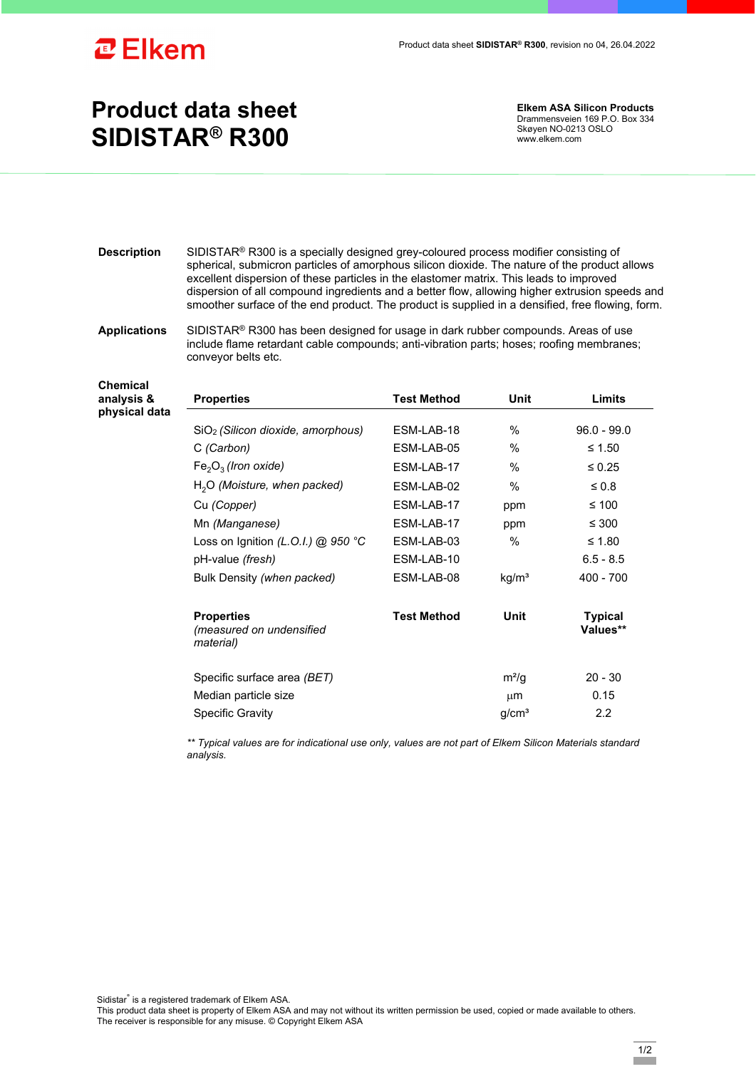# Product data sheet
# SIDISTAR® R300

**Elkem ASA Silicon Products**
Drammensveien 169 P.O. Box 334
Skøyen NO-0213 OSLO
www.elkem.com

**Description**

SIDISTAR® R300 is a specially designed grey-coloured process modifier consisting of spherical, submicron particles of amorphous silicon dioxide. The nature of the product allows excellent dispersion of these particles in the elastomer matrix. This leads to improved dispersion of all compound ingredients and a better flow, allowing higher extrusion speeds and smoother surface of the end product. The product is supplied in a densified, free flowing, form.

**Applications**

SIDISTAR® R300 has been designed for usage in dark rubber compounds. Areas of use include flame retardant cable compounds; anti-vibration parts; hoses; roofing membranes; conveyor belts etc.

**Chemical analysis & physical data**

| Properties | Test Method | Unit | Limits |
|---|---|---|---|
| $SiO_2$ *(Silicon dioxide, amorphous)* | ESM-LAB-18 | % | 96.0 - 99.0 |
| C *(Carbon)* | ESM-LAB-05 | % | ≤ 1.50 |
| $Fe_2O_3$ *(Iron oxide)* | ESM-LAB-17 | % | ≤ 0.25 |
| $H_2O$ *(Moisture, when packed)* | ESM-LAB-02 | % | ≤ 0.8 |
| Cu *(Copper)* | ESM-LAB-17 | ppm | ≤ 100 |
| Mn *(Manganese)* | ESM-LAB-17 | ppm | ≤ 300 |
| Loss on Ignition *(L.O.I.) @ 950 °C* | ESM-LAB-03 | % | ≤ 1.80 |
| pH-value *(fresh)* | ESM-LAB-10 | | 6.5 - 8.5 |
| Bulk Density *(when packed)* | ESM-LAB-08 | kg/m³ | 400 - 700 |

| Properties *(measured on undensified material)* | Test Method | Unit | Typical Values** |
|---|---|---|---|
| Specific surface area *(BET)* | | m²/g | 20 - 30 |
| Median particle size | | µm | 0.15 |
| Specific Gravity | | g/cm³ | 2.2 |

*** Typical values are for indicational use only, values are not part of Elkem Silicon Materials standard analysis.*

Sidistar® is a registered trademark of Elkem ASA.
This product data sheet is property of Elkem ASA and may not without its written permission be used, copied or made available to others. The receiver is responsible for any misuse. © Copyright Elkem ASA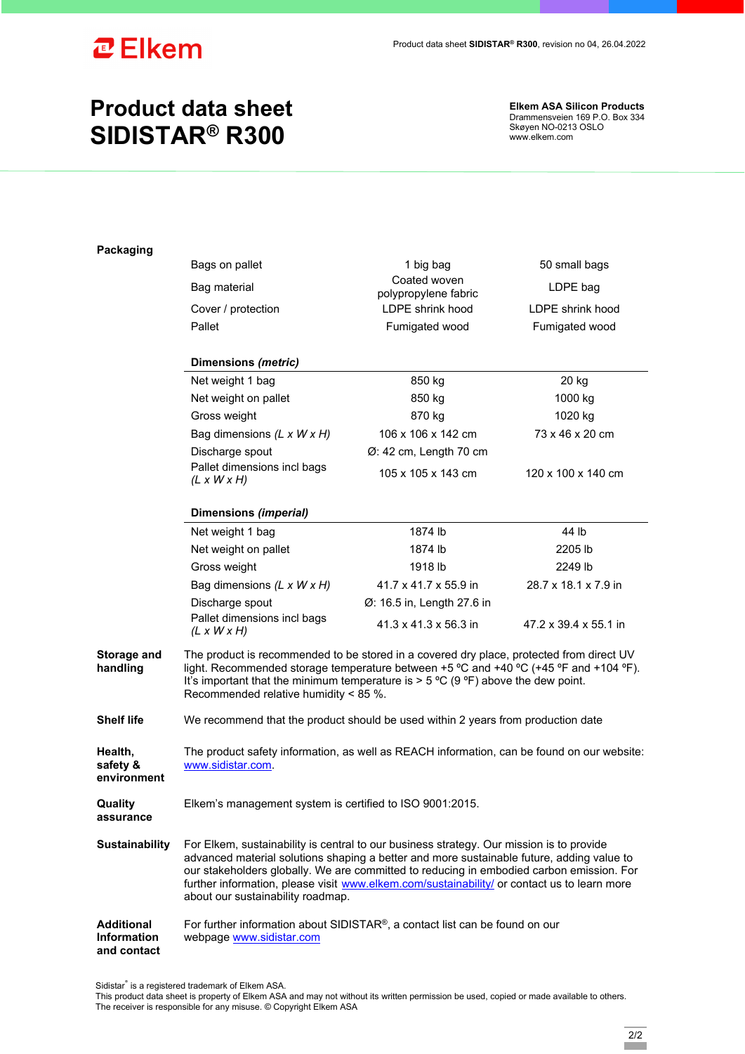# Product data sheet SIDISTAR® R300

**Elkem ASA Silicon Products**
Drammensveien 169 P.O. Box 334
Skøyen NO-0213 OSLO
www.elkem.com

**Packaging**

| | | |
|---|---|---|
| Bags on pallet | 1 big bag | 50 small bags |
| Bag material | Coated woven polypropylene fabric | LDPE bag |
| Cover / protection | LDPE shrink hood | LDPE shrink hood |
| Pallet | Fumigated wood | Fumigated wood |

| **Dimensions *(metric)*** | | |
|---|---|---|
| Net weight 1 bag | 850 kg | 20 kg |
| Net weight on pallet | 850 kg | 1000 kg |
| Gross weight | 870 kg | 1020 kg |
| Bag dimensions *(L x W x H)* | 106 x 106 x 142 cm | 73 x 46 x 20 cm |
| Discharge spout | Ø: 42 cm, Length 70 cm | |
| Pallet dimensions incl bags *(L x W x H)* | 105 x 105 x 143 cm | 120 x 100 x 140 cm |

| **Dimensions *(imperial)*** | | |
|---|---|---|
| Net weight 1 bag | 1874 lb | 44 lb |
| Net weight on pallet | 1874 lb | 2205 lb |
| Gross weight | 1918 lb | 2249 lb |
| Bag dimensions *(L x W x H)* | 41.7 x 41.7 x 55.9 in | 28.7 x 18.1 x 7.9 in |
| Discharge spout | Ø: 16.5 in, Length 27.6 in | |
| Pallet dimensions incl bags *(L x W x H)* | 41.3 x 41.3 x 56.3 in | 47.2 x 39.4 x 55.1 in |

**Storage and handling**

The product is recommended to be stored in a covered dry place, protected from direct UV light. Recommended storage temperature between +5 ºC and +40 ºC (+45 ºF and +104 ºF). It's important that the minimum temperature is > 5 ºC (9 ºF) above the dew point. Recommended relative humidity < 85 %.

**Shelf life**

We recommend that the product should be used within 2 years from production date

**Health, safety & environment**

The product safety information, as well as REACH information, can be found on our website: www.sidistar.com.

**Quality assurance**

Elkem's management system is certified to ISO 9001:2015.

**Sustainability**

For Elkem, sustainability is central to our business strategy. Our mission is to provide advanced material solutions shaping a better and more sustainable future, adding value to our stakeholders globally. We are committed to reducing in embodied carbon emission. For further information, please visit www.elkem.com/sustainability/ or contact us to learn more about our sustainability roadmap.

**Additional Information and contact**

For further information about SIDISTAR®, a contact list can be found on our webpage www.sidistar.com

Sidistar® is a registered trademark of Elkem ASA.
This product data sheet is property of Elkem ASA and may not without its written permission be used, copied or made available to others. The receiver is responsible for any misuse. © Copyright Elkem ASA